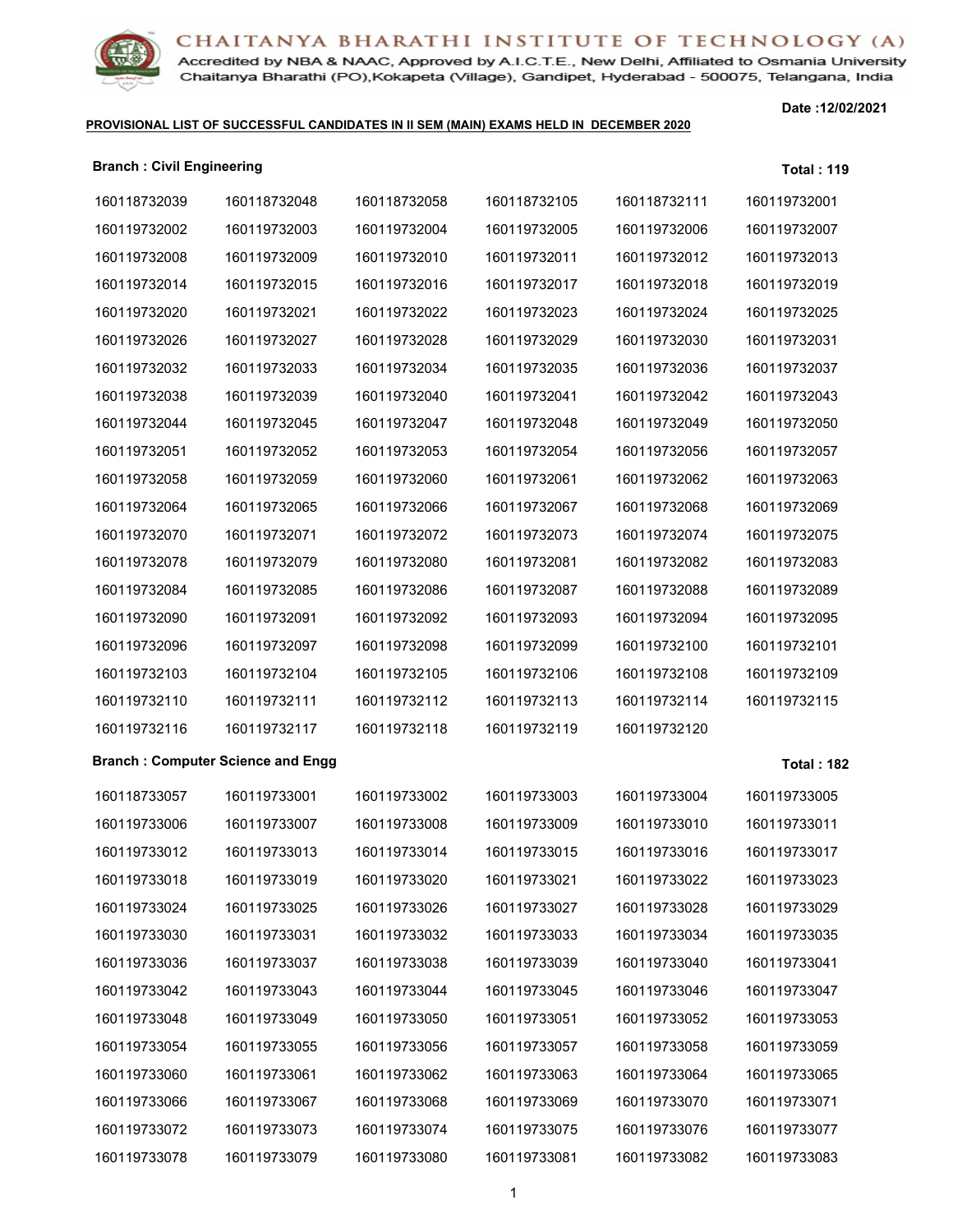**CHAITANYA BHARATHI INSTITUTE OF TECHNOLOGY (A)**
Accredited by NBA & NAAC, Approved by A.I.C.T.E., New Delhi, Affiliated to Osmania University
Chaitanya Bharathi (PO),Kokapeta (Village), Gandipet, Hyderabad - 500075, Telangana, India

Date :12/02/2021

**PROVISIONAL LIST OF SUCCESSFUL CANDIDATES IN II SEM (MAIN) EXAMS HELD IN DECEMBER 2020**

**Branch : Civil Engineering** **Total : 119**

| | | | | | |
|---|---|---|---|---|---|
| 160118732039 | 160118732048 | 160118732058 | 160118732105 | 160118732111 | 160119732001 |
| 160119732002 | 160119732003 | 160119732004 | 160119732005 | 160119732006 | 160119732007 |
| 160119732008 | 160119732009 | 160119732010 | 160119732011 | 160119732012 | 160119732013 |
| 160119732014 | 160119732015 | 160119732016 | 160119732017 | 160119732018 | 160119732019 |
| 160119732020 | 160119732021 | 160119732022 | 160119732023 | 160119732024 | 160119732025 |
| 160119732026 | 160119732027 | 160119732028 | 160119732029 | 160119732030 | 160119732031 |
| 160119732032 | 160119732033 | 160119732034 | 160119732035 | 160119732036 | 160119732037 |
| 160119732038 | 160119732039 | 160119732040 | 160119732041 | 160119732042 | 160119732043 |
| 160119732044 | 160119732045 | 160119732047 | 160119732048 | 160119732049 | 160119732050 |
| 160119732051 | 160119732052 | 160119732053 | 160119732054 | 160119732056 | 160119732057 |
| 160119732058 | 160119732059 | 160119732060 | 160119732061 | 160119732062 | 160119732063 |
| 160119732064 | 160119732065 | 160119732066 | 160119732067 | 160119732068 | 160119732069 |
| 160119732070 | 160119732071 | 160119732072 | 160119732073 | 160119732074 | 160119732075 |
| 160119732078 | 160119732079 | 160119732080 | 160119732081 | 160119732082 | 160119732083 |
| 160119732084 | 160119732085 | 160119732086 | 160119732087 | 160119732088 | 160119732089 |
| 160119732090 | 160119732091 | 160119732092 | 160119732093 | 160119732094 | 160119732095 |
| 160119732096 | 160119732097 | 160119732098 | 160119732099 | 160119732100 | 160119732101 |
| 160119732103 | 160119732104 | 160119732105 | 160119732106 | 160119732108 | 160119732109 |
| 160119732110 | 160119732111 | 160119732112 | 160119732113 | 160119732114 | 160119732115 |
| 160119732116 | 160119732117 | 160119732118 | 160119732119 | 160119732120 | |

**Branch : Computer Science and Engg** **Total : 182**

| | | | | | |
|---|---|---|---|---|---|
| 160118733057 | 160119733001 | 160119733002 | 160119733003 | 160119733004 | 160119733005 |
| 160119733006 | 160119733007 | 160119733008 | 160119733009 | 160119733010 | 160119733011 |
| 160119733012 | 160119733013 | 160119733014 | 160119733015 | 160119733016 | 160119733017 |
| 160119733018 | 160119733019 | 160119733020 | 160119733021 | 160119733022 | 160119733023 |
| 160119733024 | 160119733025 | 160119733026 | 160119733027 | 160119733028 | 160119733029 |
| 160119733030 | 160119733031 | 160119733032 | 160119733033 | 160119733034 | 160119733035 |
| 160119733036 | 160119733037 | 160119733038 | 160119733039 | 160119733040 | 160119733041 |
| 160119733042 | 160119733043 | 160119733044 | 160119733045 | 160119733046 | 160119733047 |
| 160119733048 | 160119733049 | 160119733050 | 160119733051 | 160119733052 | 160119733053 |
| 160119733054 | 160119733055 | 160119733056 | 160119733057 | 160119733058 | 160119733059 |
| 160119733060 | 160119733061 | 160119733062 | 160119733063 | 160119733064 | 160119733065 |
| 160119733066 | 160119733067 | 160119733068 | 160119733069 | 160119733070 | 160119733071 |
| 160119733072 | 160119733073 | 160119733074 | 160119733075 | 160119733076 | 160119733077 |
| 160119733078 | 160119733079 | 160119733080 | 160119733081 | 160119733082 | 160119733083 |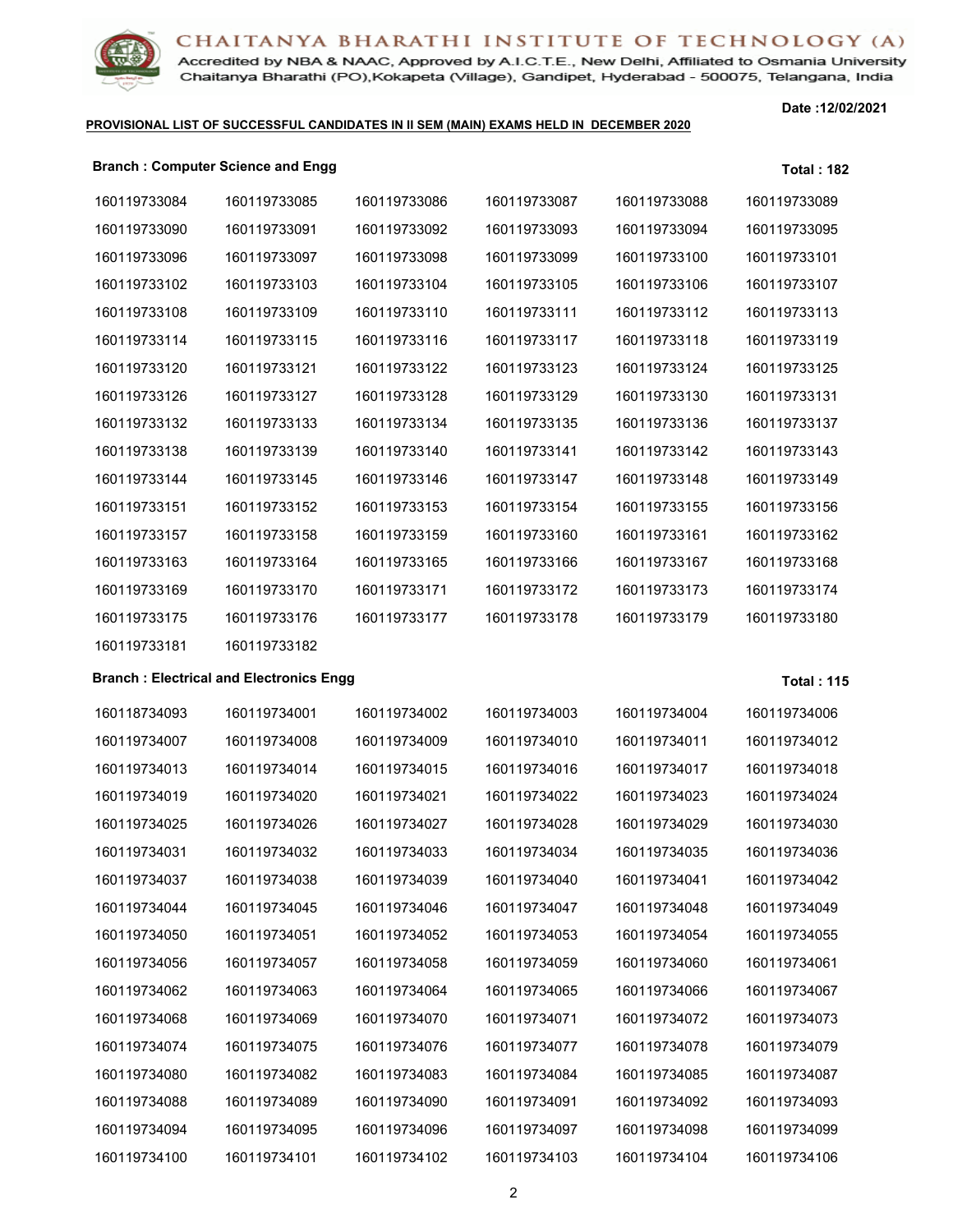**CHAITANYA BHARATHI INSTITUTE OF TECHNOLOGY (A)**

Accredited by NBA & NAAC, Approved by A.I.C.T.E., New Delhi, Affiliated to Osmania University
Chaitanya Bharathi (PO),Kokapeta (Village), Gandipet, Hyderabad - 500075, Telangana, India

**Date :12/02/2021**

**PROVISIONAL LIST OF SUCCESSFUL CANDIDATES IN II SEM (MAIN) EXAMS HELD IN DECEMBER 2020**

**Branch : Computer Science and Engg** **Total : 182**

| | | | | | |
|---|---|---|---|---|---|
| 160119733084 | 160119733085 | 160119733086 | 160119733087 | 160119733088 | 160119733089 |
| 160119733090 | 160119733091 | 160119733092 | 160119733093 | 160119733094 | 160119733095 |
| 160119733096 | 160119733097 | 160119733098 | 160119733099 | 160119733100 | 160119733101 |
| 160119733102 | 160119733103 | 160119733104 | 160119733105 | 160119733106 | 160119733107 |
| 160119733108 | 160119733109 | 160119733110 | 160119733111 | 160119733112 | 160119733113 |
| 160119733114 | 160119733115 | 160119733116 | 160119733117 | 160119733118 | 160119733119 |
| 160119733120 | 160119733121 | 160119733122 | 160119733123 | 160119733124 | 160119733125 |
| 160119733126 | 160119733127 | 160119733128 | 160119733129 | 160119733130 | 160119733131 |
| 160119733132 | 160119733133 | 160119733134 | 160119733135 | 160119733136 | 160119733137 |
| 160119733138 | 160119733139 | 160119733140 | 160119733141 | 160119733142 | 160119733143 |
| 160119733144 | 160119733145 | 160119733146 | 160119733147 | 160119733148 | 160119733149 |
| 160119733151 | 160119733152 | 160119733153 | 160119733154 | 160119733155 | 160119733156 |
| 160119733157 | 160119733158 | 160119733159 | 160119733160 | 160119733161 | 160119733162 |
| 160119733163 | 160119733164 | 160119733165 | 160119733166 | 160119733167 | 160119733168 |
| 160119733169 | 160119733170 | 160119733171 | 160119733172 | 160119733173 | 160119733174 |
| 160119733175 | 160119733176 | 160119733177 | 160119733178 | 160119733179 | 160119733180 |
| 160119733181 | 160119733182 | | | | |

**Branch : Electrical and Electronics Engg** **Total : 115**

| | | | | | |
|---|---|---|---|---|---|
| 160118734093 | 160119734001 | 160119734002 | 160119734003 | 160119734004 | 160119734006 |
| 160119734007 | 160119734008 | 160119734009 | 160119734010 | 160119734011 | 160119734012 |
| 160119734013 | 160119734014 | 160119734015 | 160119734016 | 160119734017 | 160119734018 |
| 160119734019 | 160119734020 | 160119734021 | 160119734022 | 160119734023 | 160119734024 |
| 160119734025 | 160119734026 | 160119734027 | 160119734028 | 160119734029 | 160119734030 |
| 160119734031 | 160119734032 | 160119734033 | 160119734034 | 160119734035 | 160119734036 |
| 160119734037 | 160119734038 | 160119734039 | 160119734040 | 160119734041 | 160119734042 |
| 160119734044 | 160119734045 | 160119734046 | 160119734047 | 160119734048 | 160119734049 |
| 160119734050 | 160119734051 | 160119734052 | 160119734053 | 160119734054 | 160119734055 |
| 160119734056 | 160119734057 | 160119734058 | 160119734059 | 160119734060 | 160119734061 |
| 160119734062 | 160119734063 | 160119734064 | 160119734065 | 160119734066 | 160119734067 |
| 160119734068 | 160119734069 | 160119734070 | 160119734071 | 160119734072 | 160119734073 |
| 160119734074 | 160119734075 | 160119734076 | 160119734077 | 160119734078 | 160119734079 |
| 160119734080 | 160119734082 | 160119734083 | 160119734084 | 160119734085 | 160119734087 |
| 160119734088 | 160119734089 | 160119734090 | 160119734091 | 160119734092 | 160119734093 |
| 160119734094 | 160119734095 | 160119734096 | 160119734097 | 160119734098 | 160119734099 |
| 160119734100 | 160119734101 | 160119734102 | 160119734103 | 160119734104 | 160119734106 |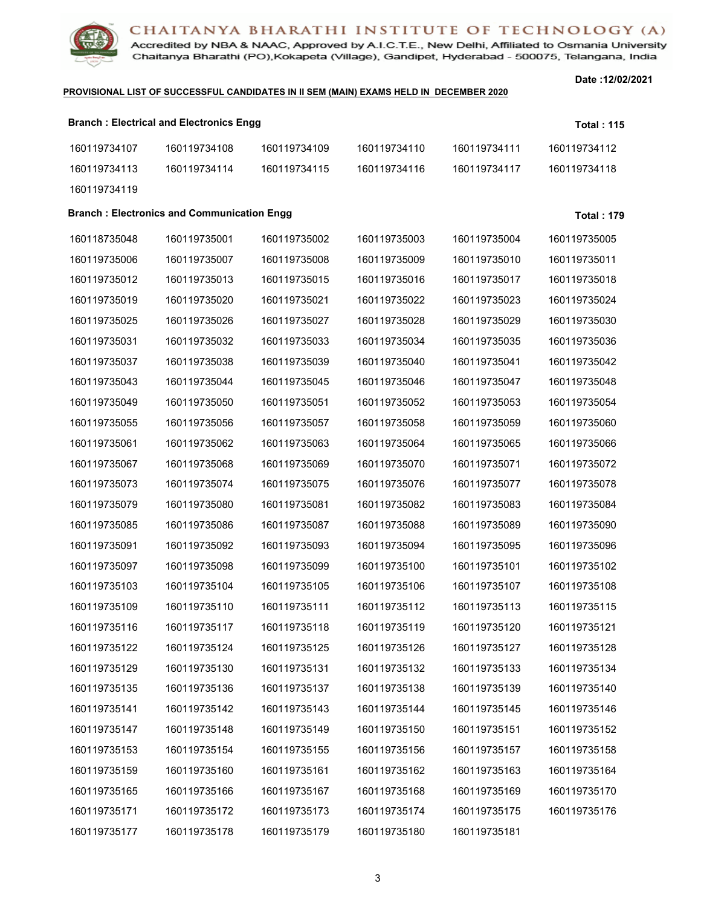**CHAITANYA BHARATHI INSTITUTE OF TECHNOLOGY (A)**

Accredited by NBA & NAAC, Approved by A.I.C.T.E., New Delhi, Affiliated to Osmania University
Chaitanya Bharathi (PO),Kokapeta (Village), Gandipet, Hyderabad - 500075, Telangana, India

**Date :12/02/2021**

**PROVISIONAL LIST OF SUCCESSFUL CANDIDATES IN II SEM (MAIN) EXAMS HELD IN DECEMBER 2020**

**Branch : Electrical and Electronics Engg** **Total : 115**

| | | | | | |
|---|---|---|---|---|---|
| 160119734107 | 160119734108 | 160119734109 | 160119734110 | 160119734111 | 160119734112 |
| 160119734113 | 160119734114 | 160119734115 | 160119734116 | 160119734117 | 160119734118 |
| 160119734119 | | | | | |

**Branch : Electronics and Communication Engg** **Total : 179**

| | | | | | |
|---|---|---|---|---|---|
| 160118735048 | 160119735001 | 160119735002 | 160119735003 | 160119735004 | 160119735005 |
| 160119735006 | 160119735007 | 160119735008 | 160119735009 | 160119735010 | 160119735011 |
| 160119735012 | 160119735013 | 160119735015 | 160119735016 | 160119735017 | 160119735018 |
| 160119735019 | 160119735020 | 160119735021 | 160119735022 | 160119735023 | 160119735024 |
| 160119735025 | 160119735026 | 160119735027 | 160119735028 | 160119735029 | 160119735030 |
| 160119735031 | 160119735032 | 160119735033 | 160119735034 | 160119735035 | 160119735036 |
| 160119735037 | 160119735038 | 160119735039 | 160119735040 | 160119735041 | 160119735042 |
| 160119735043 | 160119735044 | 160119735045 | 160119735046 | 160119735047 | 160119735048 |
| 160119735049 | 160119735050 | 160119735051 | 160119735052 | 160119735053 | 160119735054 |
| 160119735055 | 160119735056 | 160119735057 | 160119735058 | 160119735059 | 160119735060 |
| 160119735061 | 160119735062 | 160119735063 | 160119735064 | 160119735065 | 160119735066 |
| 160119735067 | 160119735068 | 160119735069 | 160119735070 | 160119735071 | 160119735072 |
| 160119735073 | 160119735074 | 160119735075 | 160119735076 | 160119735077 | 160119735078 |
| 160119735079 | 160119735080 | 160119735081 | 160119735082 | 160119735083 | 160119735084 |
| 160119735085 | 160119735086 | 160119735087 | 160119735088 | 160119735089 | 160119735090 |
| 160119735091 | 160119735092 | 160119735093 | 160119735094 | 160119735095 | 160119735096 |
| 160119735097 | 160119735098 | 160119735099 | 160119735100 | 160119735101 | 160119735102 |
| 160119735103 | 160119735104 | 160119735105 | 160119735106 | 160119735107 | 160119735108 |
| 160119735109 | 160119735110 | 160119735111 | 160119735112 | 160119735113 | 160119735115 |
| 160119735116 | 160119735117 | 160119735118 | 160119735119 | 160119735120 | 160119735121 |
| 160119735122 | 160119735124 | 160119735125 | 160119735126 | 160119735127 | 160119735128 |
| 160119735129 | 160119735130 | 160119735131 | 160119735132 | 160119735133 | 160119735134 |
| 160119735135 | 160119735136 | 160119735137 | 160119735138 | 160119735139 | 160119735140 |
| 160119735141 | 160119735142 | 160119735143 | 160119735144 | 160119735145 | 160119735146 |
| 160119735147 | 160119735148 | 160119735149 | 160119735150 | 160119735151 | 160119735152 |
| 160119735153 | 160119735154 | 160119735155 | 160119735156 | 160119735157 | 160119735158 |
| 160119735159 | 160119735160 | 160119735161 | 160119735162 | 160119735163 | 160119735164 |
| 160119735165 | 160119735166 | 160119735167 | 160119735168 | 160119735169 | 160119735170 |
| 160119735171 | 160119735172 | 160119735173 | 160119735174 | 160119735175 | 160119735176 |
| 160119735177 | 160119735178 | 160119735179 | 160119735180 | 160119735181 | |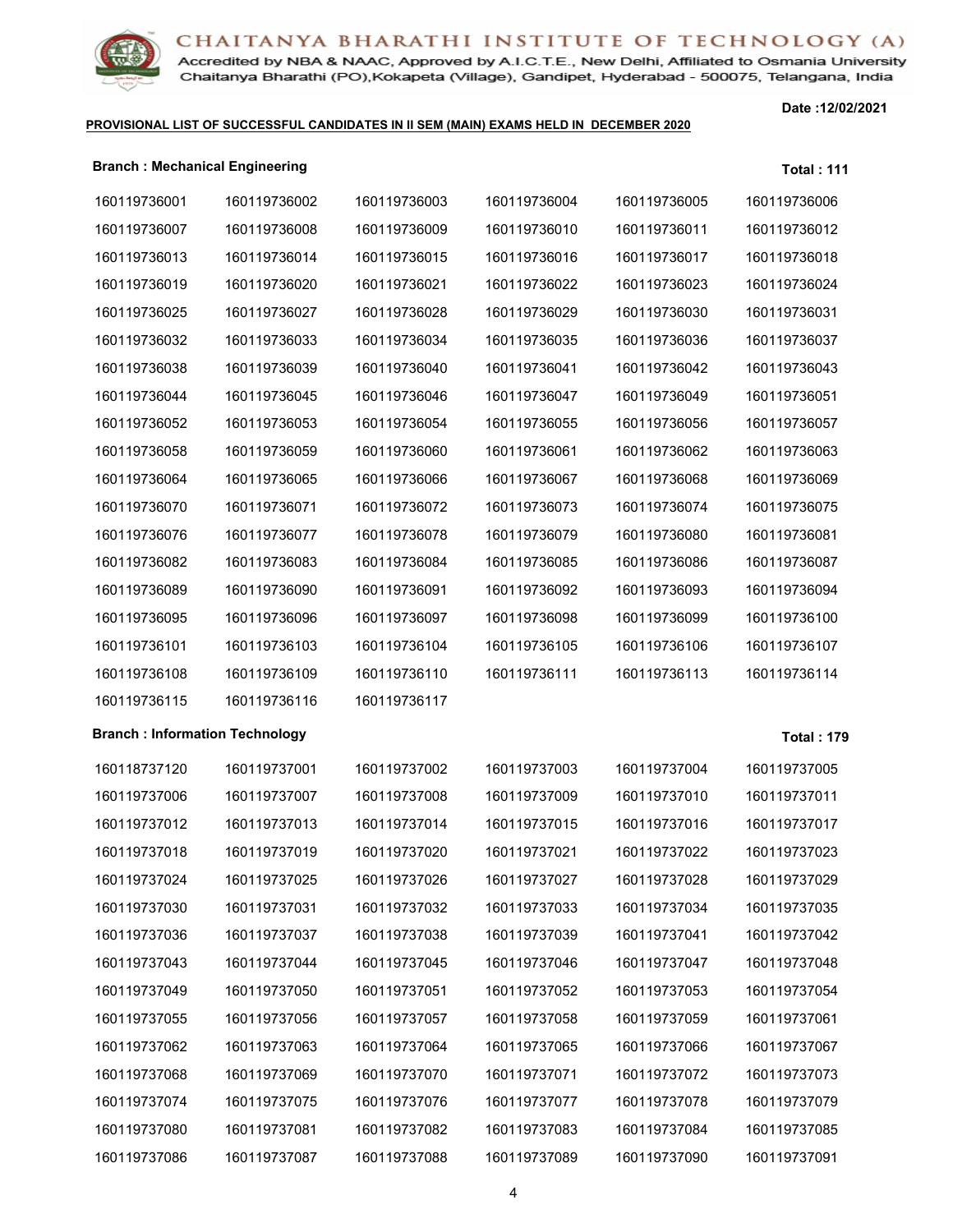# CHAITANYA BHARATHI INSTITUTE OF TECHNOLOGY (A)

Accredited by NBA & NAAC, Approved by A.I.C.T.E., New Delhi, Affiliated to Osmania University
Chaitanya Bharathi (PO),Kokapeta (Village), Gandipet, Hyderabad - 500075, Telangana, India

Date :12/02/2021

**PROVISIONAL LIST OF SUCCESSFUL CANDIDATES IN II SEM (MAIN) EXAMS HELD IN DECEMBER 2020**

**Branch : Mechanical Engineering** **Total : 111**

| | | | | | |
|---|---|---|---|---|---|
| 160119736001 | 160119736002 | 160119736003 | 160119736004 | 160119736005 | 160119736006 |
| 160119736007 | 160119736008 | 160119736009 | 160119736010 | 160119736011 | 160119736012 |
| 160119736013 | 160119736014 | 160119736015 | 160119736016 | 160119736017 | 160119736018 |
| 160119736019 | 160119736020 | 160119736021 | 160119736022 | 160119736023 | 160119736024 |
| 160119736025 | 160119736027 | 160119736028 | 160119736029 | 160119736030 | 160119736031 |
| 160119736032 | 160119736033 | 160119736034 | 160119736035 | 160119736036 | 160119736037 |
| 160119736038 | 160119736039 | 160119736040 | 160119736041 | 160119736042 | 160119736043 |
| 160119736044 | 160119736045 | 160119736046 | 160119736047 | 160119736049 | 160119736051 |
| 160119736052 | 160119736053 | 160119736054 | 160119736055 | 160119736056 | 160119736057 |
| 160119736058 | 160119736059 | 160119736060 | 160119736061 | 160119736062 | 160119736063 |
| 160119736064 | 160119736065 | 160119736066 | 160119736067 | 160119736068 | 160119736069 |
| 160119736070 | 160119736071 | 160119736072 | 160119736073 | 160119736074 | 160119736075 |
| 160119736076 | 160119736077 | 160119736078 | 160119736079 | 160119736080 | 160119736081 |
| 160119736082 | 160119736083 | 160119736084 | 160119736085 | 160119736086 | 160119736087 |
| 160119736089 | 160119736090 | 160119736091 | 160119736092 | 160119736093 | 160119736094 |
| 160119736095 | 160119736096 | 160119736097 | 160119736098 | 160119736099 | 160119736100 |
| 160119736101 | 160119736103 | 160119736104 | 160119736105 | 160119736106 | 160119736107 |
| 160119736108 | 160119736109 | 160119736110 | 160119736111 | 160119736113 | 160119736114 |
| 160119736115 | 160119736116 | 160119736117 | | | |

**Branch : Information Technology** **Total : 179**

| | | | | | |
|---|---|---|---|---|---|
| 160118737120 | 160119737001 | 160119737002 | 160119737003 | 160119737004 | 160119737005 |
| 160119737006 | 160119737007 | 160119737008 | 160119737009 | 160119737010 | 160119737011 |
| 160119737012 | 160119737013 | 160119737014 | 160119737015 | 160119737016 | 160119737017 |
| 160119737018 | 160119737019 | 160119737020 | 160119737021 | 160119737022 | 160119737023 |
| 160119737024 | 160119737025 | 160119737026 | 160119737027 | 160119737028 | 160119737029 |
| 160119737030 | 160119737031 | 160119737032 | 160119737033 | 160119737034 | 160119737035 |
| 160119737036 | 160119737037 | 160119737038 | 160119737039 | 160119737041 | 160119737042 |
| 160119737043 | 160119737044 | 160119737045 | 160119737046 | 160119737047 | 160119737048 |
| 160119737049 | 160119737050 | 160119737051 | 160119737052 | 160119737053 | 160119737054 |
| 160119737055 | 160119737056 | 160119737057 | 160119737058 | 160119737059 | 160119737061 |
| 160119737062 | 160119737063 | 160119737064 | 160119737065 | 160119737066 | 160119737067 |
| 160119737068 | 160119737069 | 160119737070 | 160119737071 | 160119737072 | 160119737073 |
| 160119737074 | 160119737075 | 160119737076 | 160119737077 | 160119737078 | 160119737079 |
| 160119737080 | 160119737081 | 160119737082 | 160119737083 | 160119737084 | 160119737085 |
| 160119737086 | 160119737087 | 160119737088 | 160119737089 | 160119737090 | 160119737091 |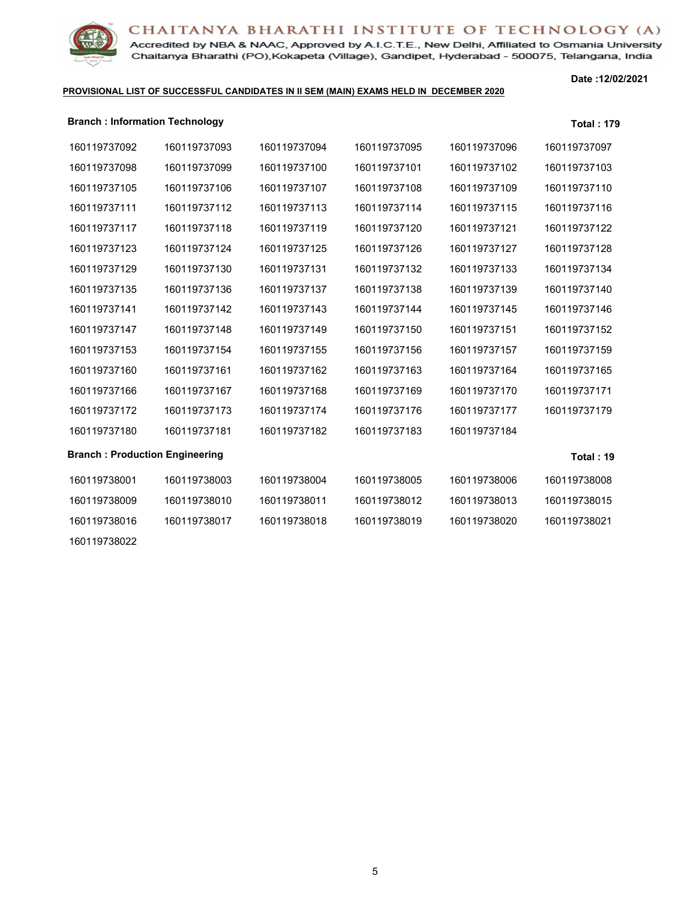# CHAITANYA BHARATHI INSTITUTE OF TECHNOLOGY (A)

Accredited by NBA & NAAC, Approved by A.I.C.T.E., New Delhi, Affiliated to Osmania University
Chaitanya Bharathi (PO),Kokapeta (Village), Gandipet, Hyderabad - 500075, Telangana, India

**Date :12/02/2021**

**PROVISIONAL LIST OF SUCCESSFUL CANDIDATES IN II SEM (MAIN) EXAMS HELD IN DECEMBER 2020**

**Branch : Information Technology** **Total : 179**

| | | | | | |
|---|---|---|---|---|---|
| 160119737092 | 160119737093 | 160119737094 | 160119737095 | 160119737096 | 160119737097 |
| 160119737098 | 160119737099 | 160119737100 | 160119737101 | 160119737102 | 160119737103 |
| 160119737105 | 160119737106 | 160119737107 | 160119737108 | 160119737109 | 160119737110 |
| 160119737111 | 160119737112 | 160119737113 | 160119737114 | 160119737115 | 160119737116 |
| 160119737117 | 160119737118 | 160119737119 | 160119737120 | 160119737121 | 160119737122 |
| 160119737123 | 160119737124 | 160119737125 | 160119737126 | 160119737127 | 160119737128 |
| 160119737129 | 160119737130 | 160119737131 | 160119737132 | 160119737133 | 160119737134 |
| 160119737135 | 160119737136 | 160119737137 | 160119737138 | 160119737139 | 160119737140 |
| 160119737141 | 160119737142 | 160119737143 | 160119737144 | 160119737145 | 160119737146 |
| 160119737147 | 160119737148 | 160119737149 | 160119737150 | 160119737151 | 160119737152 |
| 160119737153 | 160119737154 | 160119737155 | 160119737156 | 160119737157 | 160119737159 |
| 160119737160 | 160119737161 | 160119737162 | 160119737163 | 160119737164 | 160119737165 |
| 160119737166 | 160119737167 | 160119737168 | 160119737169 | 160119737170 | 160119737171 |
| 160119737172 | 160119737173 | 160119737174 | 160119737176 | 160119737177 | 160119737179 |
| 160119737180 | 160119737181 | 160119737182 | 160119737183 | 160119737184 | |

**Branch : Production Engineering** **Total : 19**

| | | | | | |
|---|---|---|---|---|---|
| 160119738001 | 160119738003 | 160119738004 | 160119738005 | 160119738006 | 160119738008 |
| 160119738009 | 160119738010 | 160119738011 | 160119738012 | 160119738013 | 160119738015 |
| 160119738016 | 160119738017 | 160119738018 | 160119738019 | 160119738020 | 160119738021 |
| 160119738022 | | | | | |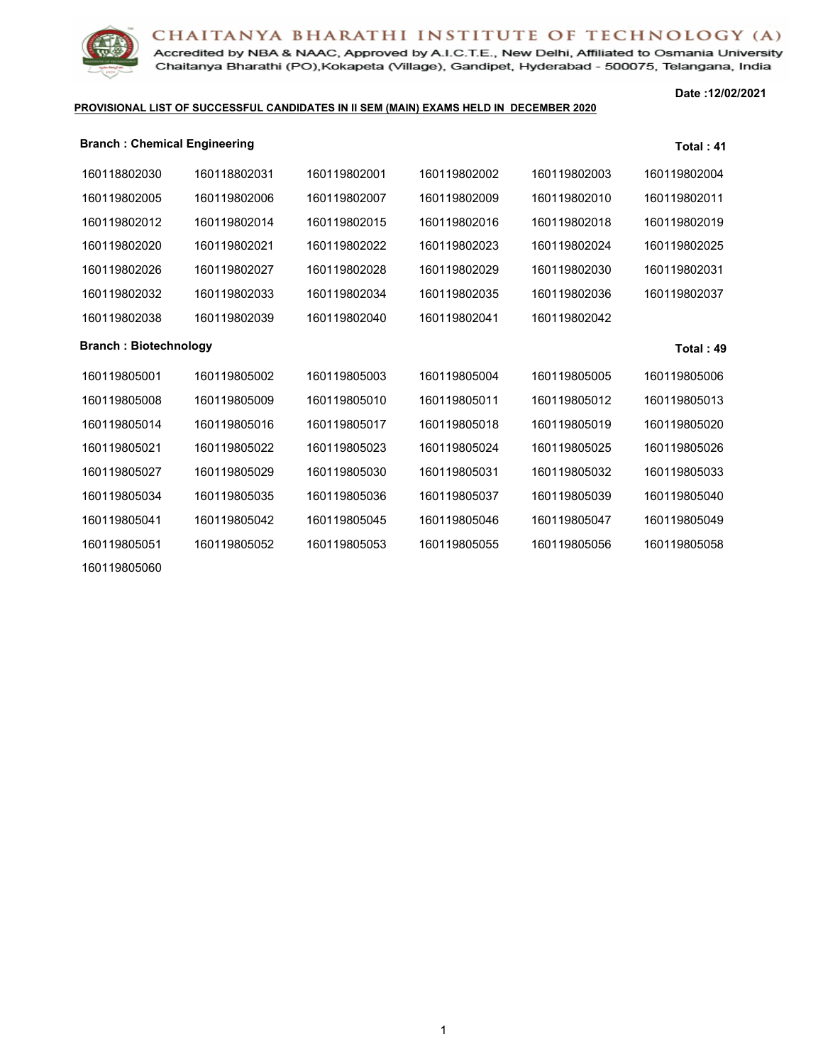# CHAITANYA BHARATHI INSTITUTE OF TECHNOLOGY (A)

Accredited by NBA & NAAC, Approved by A.I.C.T.E., New Delhi, Affiliated to Osmania University
Chaitanya Bharathi (PO),Kokapeta (Village), Gandipet, Hyderabad - 500075, Telangana, India

**Date :12/02/2021**

**PROVISIONAL LIST OF SUCCESSFUL CANDIDATES IN II SEM (MAIN) EXAMS HELD IN DECEMBER 2020**

**Branch : Chemical Engineering** **Total : 41**

| | | | | | |
|---|---|---|---|---|---|
| 160118802030 | 160118802031 | 160119802001 | 160119802002 | 160119802003 | 160119802004 |
| 160119802005 | 160119802006 | 160119802007 | 160119802009 | 160119802010 | 160119802011 |
| 160119802012 | 160119802014 | 160119802015 | 160119802016 | 160119802018 | 160119802019 |
| 160119802020 | 160119802021 | 160119802022 | 160119802023 | 160119802024 | 160119802025 |
| 160119802026 | 160119802027 | 160119802028 | 160119802029 | 160119802030 | 160119802031 |
| 160119802032 | 160119802033 | 160119802034 | 160119802035 | 160119802036 | 160119802037 |
| 160119802038 | 160119802039 | 160119802040 | 160119802041 | 160119802042 | |

**Branch : Biotechnology** **Total : 49**

| | | | | | |
|---|---|---|---|---|---|
| 160119805001 | 160119805002 | 160119805003 | 160119805004 | 160119805005 | 160119805006 |
| 160119805008 | 160119805009 | 160119805010 | 160119805011 | 160119805012 | 160119805013 |
| 160119805014 | 160119805016 | 160119805017 | 160119805018 | 160119805019 | 160119805020 |
| 160119805021 | 160119805022 | 160119805023 | 160119805024 | 160119805025 | 160119805026 |
| 160119805027 | 160119805029 | 160119805030 | 160119805031 | 160119805032 | 160119805033 |
| 160119805034 | 160119805035 | 160119805036 | 160119805037 | 160119805039 | 160119805040 |
| 160119805041 | 160119805042 | 160119805045 | 160119805046 | 160119805047 | 160119805049 |
| 160119805051 | 160119805052 | 160119805053 | 160119805055 | 160119805056 | 160119805058 |
| 160119805060 | | | | | |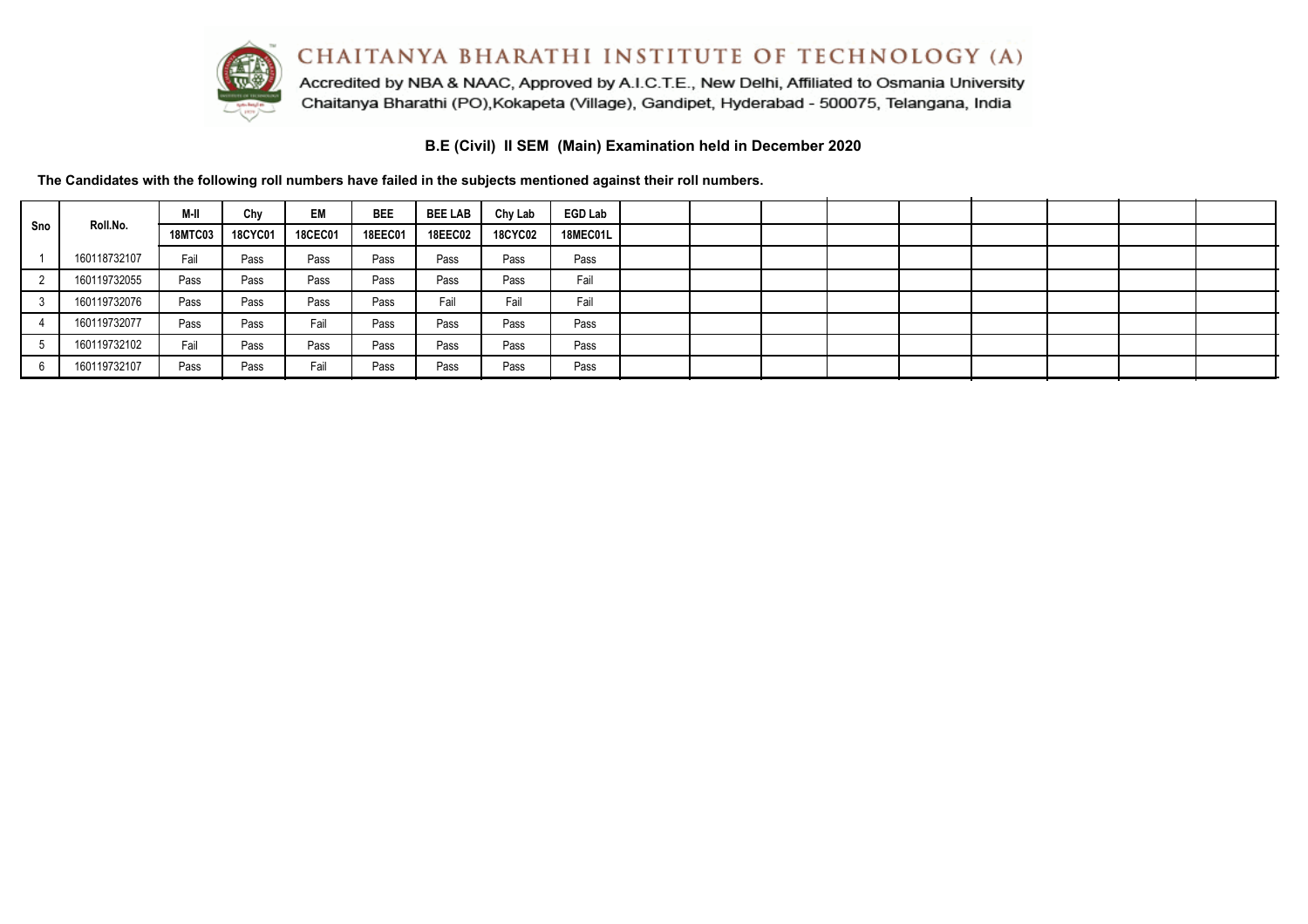# CHAITANYA BHARATHI INSTITUTE OF TECHNOLOGY (A)

Accredited by NBA & NAAC, Approved by A.I.C.T.E., New Delhi, Affiliated to Osmania University
Chaitanya Bharathi (PO),Kokapeta (Village), Gandipet, Hyderabad - 500075, Telangana, India

## B.E (Civil) II SEM (Main) Examination held in December 2020

**The Candidates with the following roll numbers have failed in the subjects mentioned against their roll numbers.**

| Sno | Roll.No. | M-II | Chy | EM | BEE | BEE LAB | Chy Lab | EGD Lab | | | | | | | | | |
|---|---|---|---|---|---|---|---|---|---|---|---|---|---|---|---|---|---|
| | | 18MTC03 | 18CYC01 | 18CEC01 | 18EEC01 | 18EEC02 | 18CYC02 | 18MEC01L | | | | | | | | | |
| 1 | 160118732107 | Fail | Pass | Pass | Pass | Pass | Pass | Pass | | | | | | | | | |
| 2 | 160119732055 | Pass | Pass | Pass | Pass | Pass | Pass | Fail | | | | | | | | | |
| 3 | 160119732076 | Pass | Pass | Pass | Pass | Fail | Fail | Fail | | | | | | | | | |
| 4 | 160119732077 | Pass | Pass | Fail | Pass | Pass | Pass | Pass | | | | | | | | | |
| 5 | 160119732102 | Fail | Pass | Pass | Pass | Pass | Pass | Pass | | | | | | | | | |
| 6 | 160119732107 | Pass | Pass | Fail | Pass | Pass | Pass | Pass | | | | | | | | | |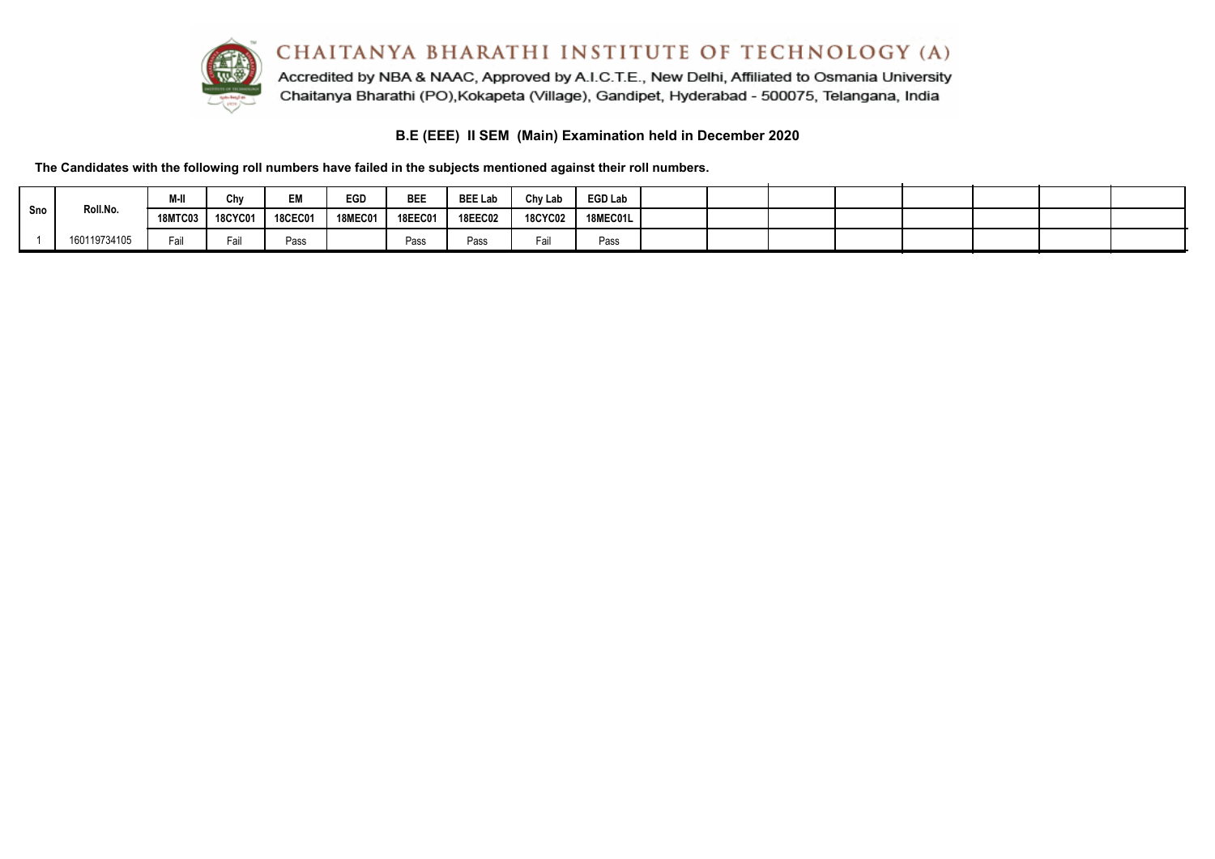# CHAITANYA BHARATHI INSTITUTE OF TECHNOLOGY (A)

Accredited by NBA & NAAC, Approved by A.I.C.T.E., New Delhi, Affiliated to Osmania University
Chaitanya Bharathi (PO),Kokapeta (Village), Gandipet, Hyderabad - 500075, Telangana, India

## B.E (EEE) II SEM (Main) Examination held in December 2020

**The Candidates with the following roll numbers have failed in the subjects mentioned against their roll numbers.**

| Sno | Roll.No. | M-II | Chy | EM | EGD | BEE | BEE Lab | Chy Lab | EGD Lab | | | | | | | | |
|---|---|---|---|---|---|---|---|---|---|---|---|---|---|---|---|---|---|
| | | 18MTC03 | 18CYC01 | 18CEC01 | 18MEC01 | 18EEC01 | 18EEC02 | 18CYC02 | 18MEC01L | | | | | | | | |
| 1 | 160119734105 | Fail | Fail | Pass | | Pass | Pass | Fail | Pass | | | | | | | | |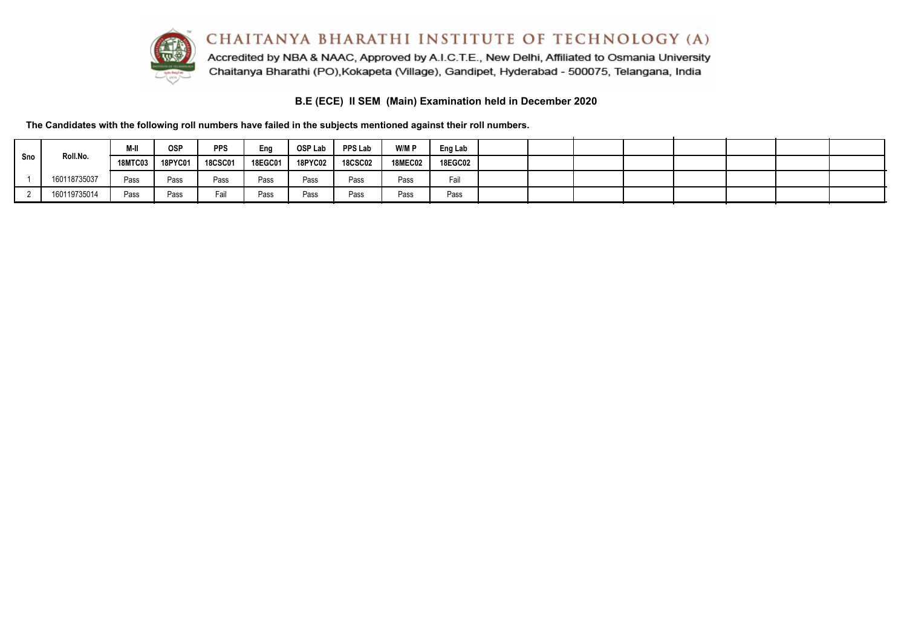# CHAITANYA BHARATHI INSTITUTE OF TECHNOLOGY (A)

Accredited by NBA & NAAC, Approved by A.I.C.T.E., New Delhi, Affiliated to Osmania University
Chaitanya Bharathi (PO),Kokapeta (Village), Gandipet, Hyderabad - 500075, Telangana, India

## B.E (ECE) II SEM (Main) Examination held in December 2020

**The Candidates with the following roll numbers have failed in the subjects mentioned against their roll numbers.**

| Sno | Roll.No. | M-II | OSP | PPS | Eng | OSP Lab | PPS Lab | W/M P | Eng Lab | | | | | | | | |
|---|---|---|---|---|---|---|---|---|---|---|---|---|---|---|---|---|---|
| | | 18MTC03 | 18PYC01 | 18CSC01 | 18EGC01 | 18PYC02 | 18CSC02 | 18MEC02 | 18EGC02 | | | | | | | | |
| 1 | 160118735037 | Pass | Pass | Pass | Pass | Pass | Pass | Pass | Fail | | | | | | | | |
| 2 | 160119735014 | Pass | Pass | Fail | Pass | Pass | Pass | Pass | Pass | | | | | | | | |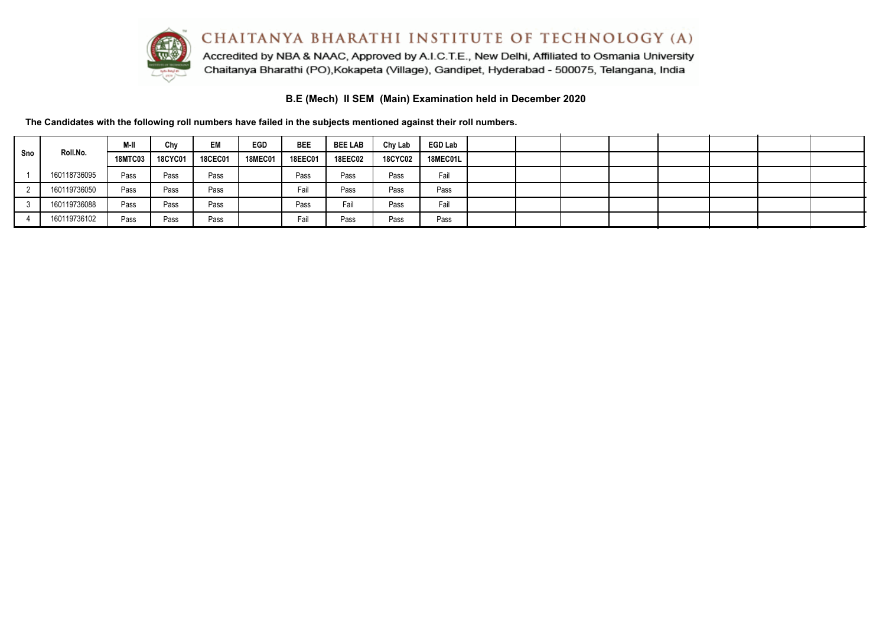# CHAITANYA BHARATHI INSTITUTE OF TECHNOLOGY (A)

Accredited by NBA & NAAC, Approved by A.I.C.T.E., New Delhi, Affiliated to Osmania University
Chaitanya Bharathi (PO),Kokapeta (Village), Gandipet, Hyderabad - 500075, Telangana, India

## B.E (Mech) II SEM (Main) Examination held in December 2020

**The Candidates with the following roll numbers have failed in the subjects mentioned against their roll numbers.**

| Sno | Roll.No. | M-II | Chy | EM | EGD | BEE | BEE LAB | Chy Lab | EGD Lab | | | | | | | | |
|---|---|---|---|---|---|---|---|---|---|---|---|---|---|---|---|---|---|
| | | 18MTC03 | 18CYC01 | 18CEC01 | 18MEC01 | 18EEC01 | 18EEC02 | 18CYC02 | 18MEC01L | | | | | | | | |
| 1 | 160118736095 | Pass | Pass | Pass | | Pass | Pass | Pass | Fail | | | | | | | | |
| 2 | 160119736050 | Pass | Pass | Pass | | Fail | Pass | Pass | Pass | | | | | | | | |
| 3 | 160119736088 | Pass | Pass | Pass | | Pass | Fail | Pass | Fail | | | | | | | | |
| 4 | 160119736102 | Pass | Pass | Pass | | Fail | Pass | Pass | Pass | | | | | | | | |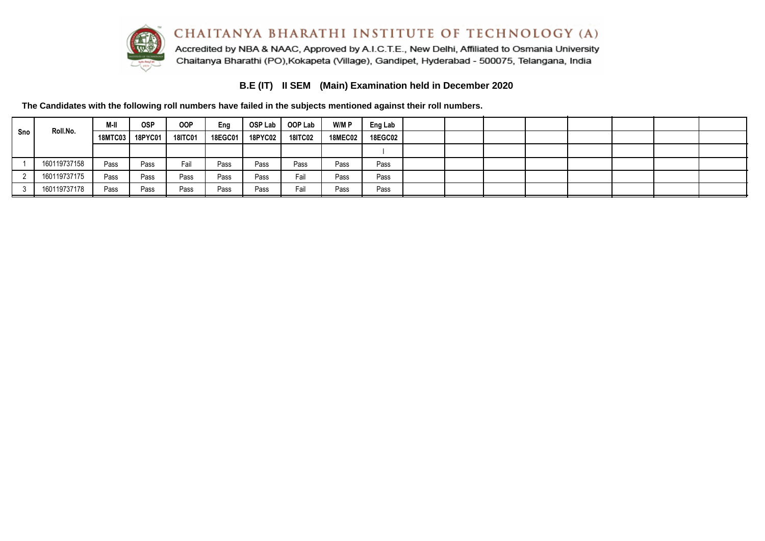# CHAITANYA BHARATHI INSTITUTE OF TECHNOLOGY (A)

Accredited by NBA & NAAC, Approved by A.I.C.T.E., New Delhi, Affiliated to Osmania University
Chaitanya Bharathi (PO),Kokapeta (Village), Gandipet, Hyderabad - 500075, Telangana, India

## B.E (IT) II SEM (Main) Examination held in December 2020

**The Candidates with the following roll numbers have failed in the subjects mentioned against their roll numbers.**

| Sno | Roll.No. | M-II | OSP | OOP | Eng | OSP Lab | OOP Lab | W/M P | Eng Lab | | | | | | | | |
|---|---|---|---|---|---|---|---|---|---|---|---|---|---|---|---|---|---|
| | | 18MTC03 | 18PYC01 | 18ITC01 | 18EGC01 | 18PYC02 | 18ITC02 | 18MEC02 | 18EGC02 | | | | | | | | |
| | | | | | | | | | I | | | | | | | | |
| 1 | 160119737158 | Pass | Pass | Fail | Pass | Pass | Pass | Pass | Pass | | | | | | | | |
| 2 | 160119737175 | Pass | Pass | Pass | Pass | Pass | Fail | Pass | Pass | | | | | | | | |
| 3 | 160119737178 | Pass | Pass | Pass | Pass | Pass | Fail | Pass | Pass | | | | | | | | |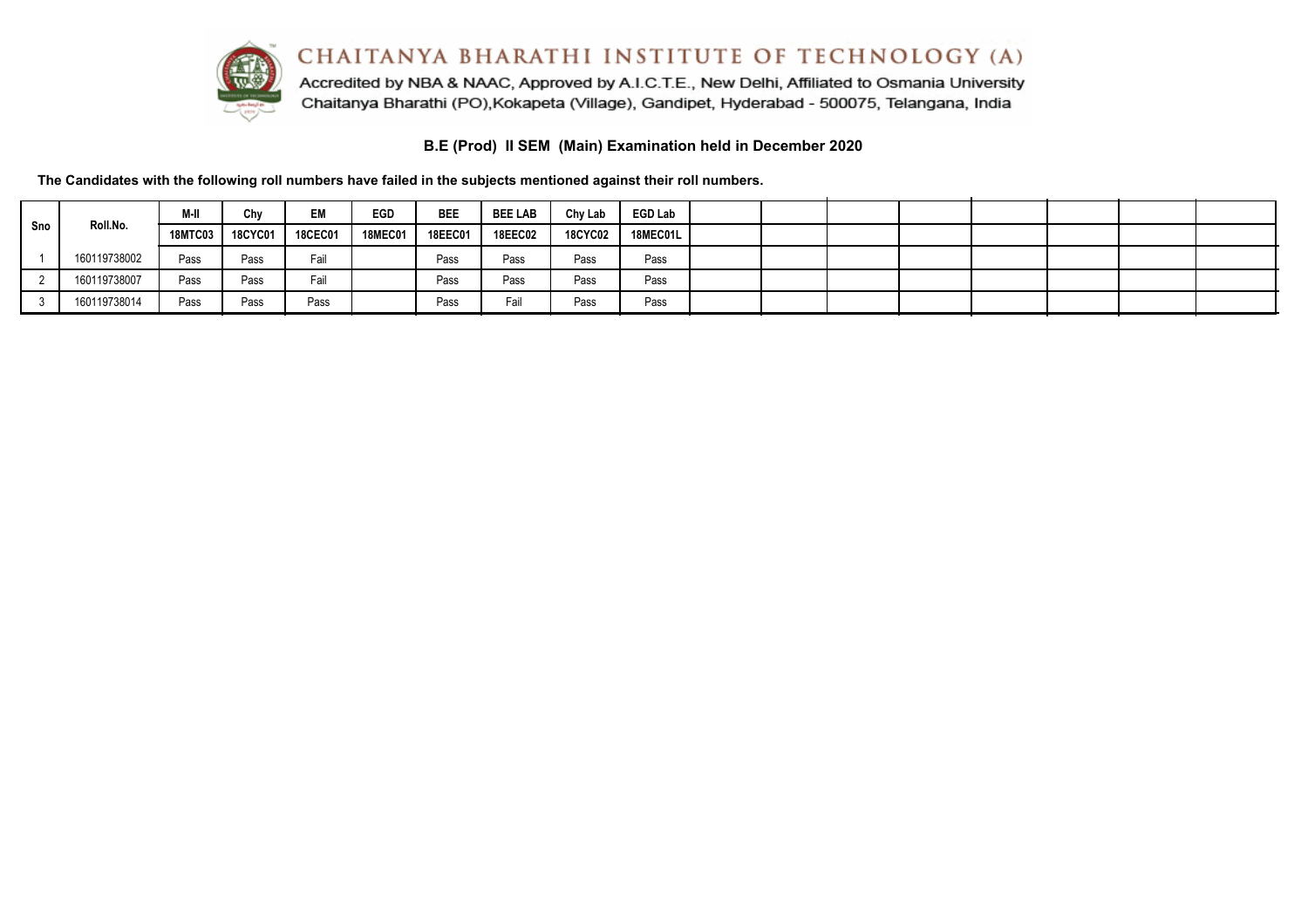# CHAITANYA BHARATHI INSTITUTE OF TECHNOLOGY (A)

Accredited by NBA & NAAC, Approved by A.I.C.T.E., New Delhi, Affiliated to Osmania University
Chaitanya Bharathi (PO),Kokapeta (Village), Gandipet, Hyderabad - 500075, Telangana, India

## B.E (Prod) II SEM (Main) Examination held in December 2020

**The Candidates with the following roll numbers have failed in the subjects mentioned against their roll numbers.**

| Sno | Roll.No. | M-II | Chy | EM | EGD | BEE | BEE LAB | Chy Lab | EGD Lab | | | | | | | | |
|---|---|---|---|---|---|---|---|---|---|---|---|---|---|---|---|---|---|
| | | 18MTC03 | 18CYC01 | 18CEC01 | 18MEC01 | 18EEC01 | 18EEC02 | 18CYC02 | 18MEC01L | | | | | | | | |
| 1 | 160119738002 | Pass | Pass | Fail | | Pass | Pass | Pass | Pass | | | | | | | | |
| 2 | 160119738007 | Pass | Pass | Fail | | Pass | Pass | Pass | Pass | | | | | | | | |
| 3 | 160119738014 | Pass | Pass | Pass | | Pass | Fail | Pass | Pass | | | | | | | | |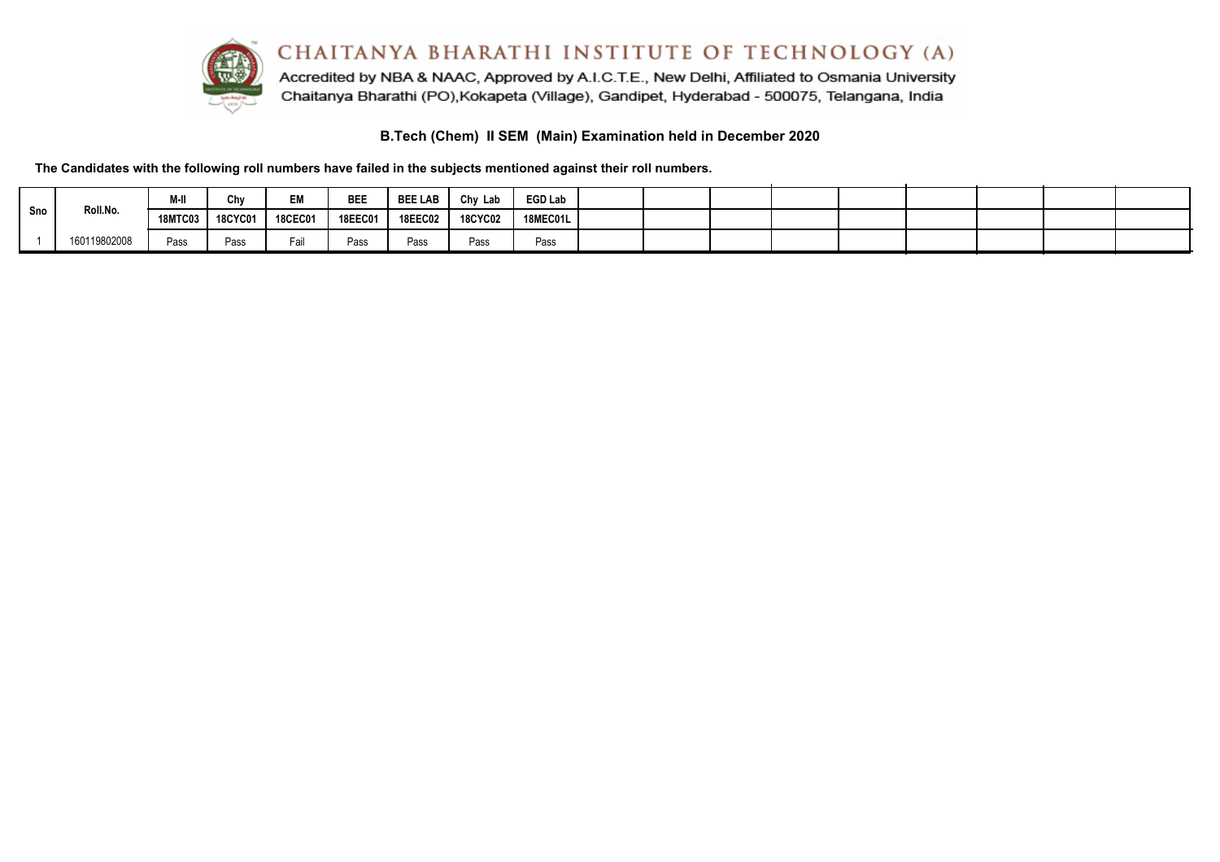# CHAITANYA BHARATHI INSTITUTE OF TECHNOLOGY (A)

Accredited by NBA & NAAC, Approved by A.I.C.T.E., New Delhi, Affiliated to Osmania University
Chaitanya Bharathi (PO),Kokapeta (Village), Gandipet, Hyderabad - 500075, Telangana, India

## B.Tech (Chem) II SEM (Main) Examination held in December 2020

**The Candidates with the following roll numbers have failed in the subjects mentioned against their roll numbers.**

| Sno | Roll.No. | M-II | Chy | EM | BEE | BEE LAB | Chy Lab | EGD Lab | | | | | | | | | |
|---|---|---|---|---|---|---|---|---|---|---|---|---|---|---|---|---|---|
| | | 18MTC03 | 18CYC01 | 18CEC01 | 18EEC01 | 18EEC02 | 18CYC02 | 18MEC01L | | | | | | | | | |
| 1 | 160119802008 | Pass | Pass | Fail | Pass | Pass | Pass | Pass | | | | | | | | | |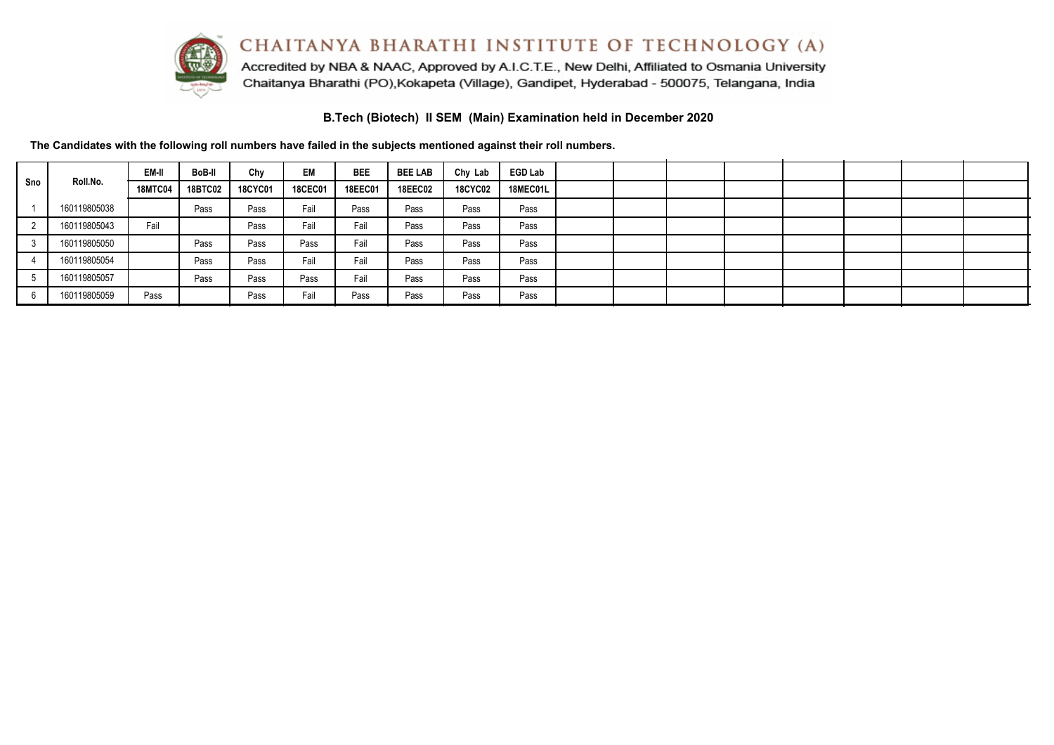# CHAITANYA BHARATHI INSTITUTE OF TECHNOLOGY (A)

Accredited by NBA & NAAC, Approved by A.I.C.T.E., New Delhi, Affiliated to Osmania University
Chaitanya Bharathi (PO),Kokapeta (Village), Gandipet, Hyderabad - 500075, Telangana, India

## B.Tech (Biotech) II SEM (Main) Examination held in December 2020

**The Candidates with the following roll numbers have failed in the subjects mentioned against their roll numbers.**

| Sno | Roll.No. | EM-II | BoB-II | Chy | EM | BEE | BEE LAB | Chy Lab | EGD Lab |
|---|---|---|---|---|---|---|---|---|---|
| | | 18MTC04 | 18BTC02 | 18CYC01 | 18CEC01 | 18EEC01 | 18EEC02 | 18CYC02 | 18MEC01L |
| 1 | 160119805038 | | Pass | Pass | Fail | Pass | Pass | Pass | Pass |
| 2 | 160119805043 | Fail | | Pass | Fail | Fail | Pass | Pass | Pass |
| 3 | 160119805050 | | Pass | Pass | Pass | Fail | Pass | Pass | Pass |
| 4 | 160119805054 | | Pass | Pass | Fail | Fail | Pass | Pass | Pass |
| 5 | 160119805057 | | Pass | Pass | Pass | Fail | Pass | Pass | Pass |
| 6 | 160119805059 | Pass | | Pass | Fail | Pass | Pass | Pass | Pass |